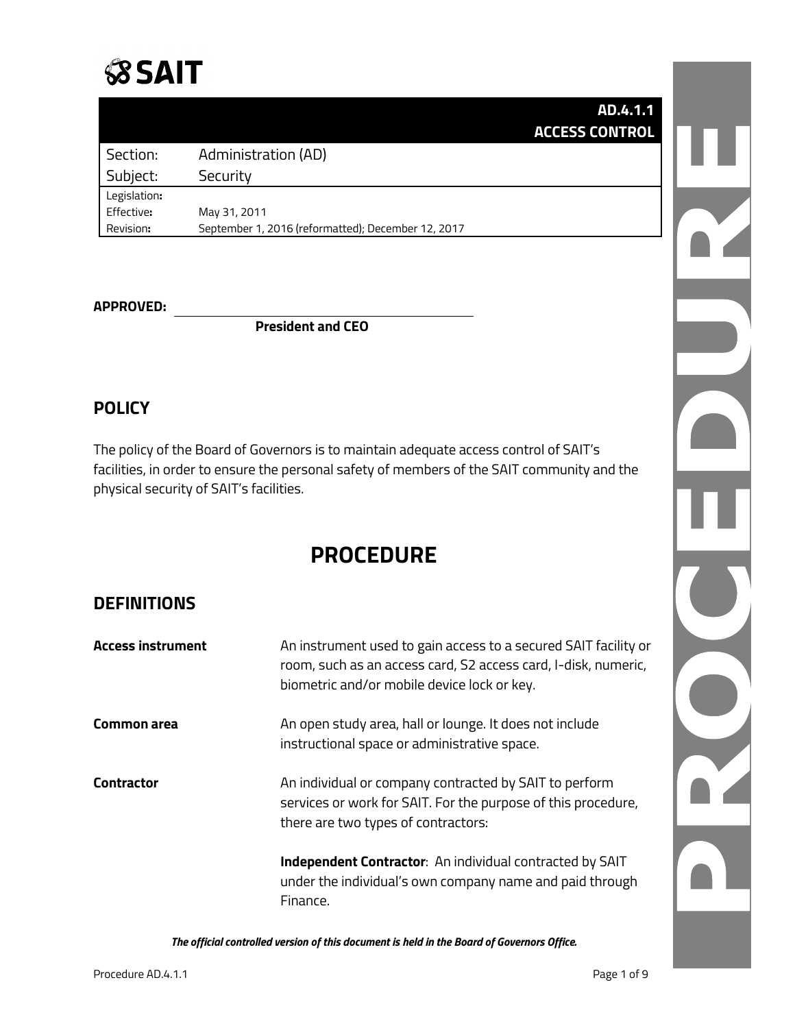**SAIT**

| | **AD.4.1.1 ACCESS CONTROL** |
|---|---|
| Section: | Administration (AD) |
| Subject: | Security |
| Legislation: | |
| Effective: | May 31, 2011 |
| Revision: | September 1, 2016 (reformatted); December 12, 2017 |

**APPROVED:** ______________________________
**President and CEO**

## POLICY

The policy of the Board of Governors is to maintain adequate access control of SAIT's facilities, in order to ensure the personal safety of members of the SAIT community and the physical security of SAIT's facilities.

# PROCEDURE

## DEFINITIONS

| | |
|---|---|
| **Access instrument** | An instrument used to gain access to a secured SAIT facility or room, such as an access card, S2 access card, I-disk, numeric, biometric and/or mobile device lock or key. |
| **Common area** | An open study area, hall or lounge. It does not include instructional space or administrative space. |
| **Contractor** | An individual or company contracted by SAIT to perform services or work for SAIT. For the purpose of this procedure, there are two types of contractors:<br><br>**Independent Contractor**: An individual contracted by SAIT under the individual's own company name and paid through Finance. |

***The official controlled version of this document is held in the Board of Governors Office.***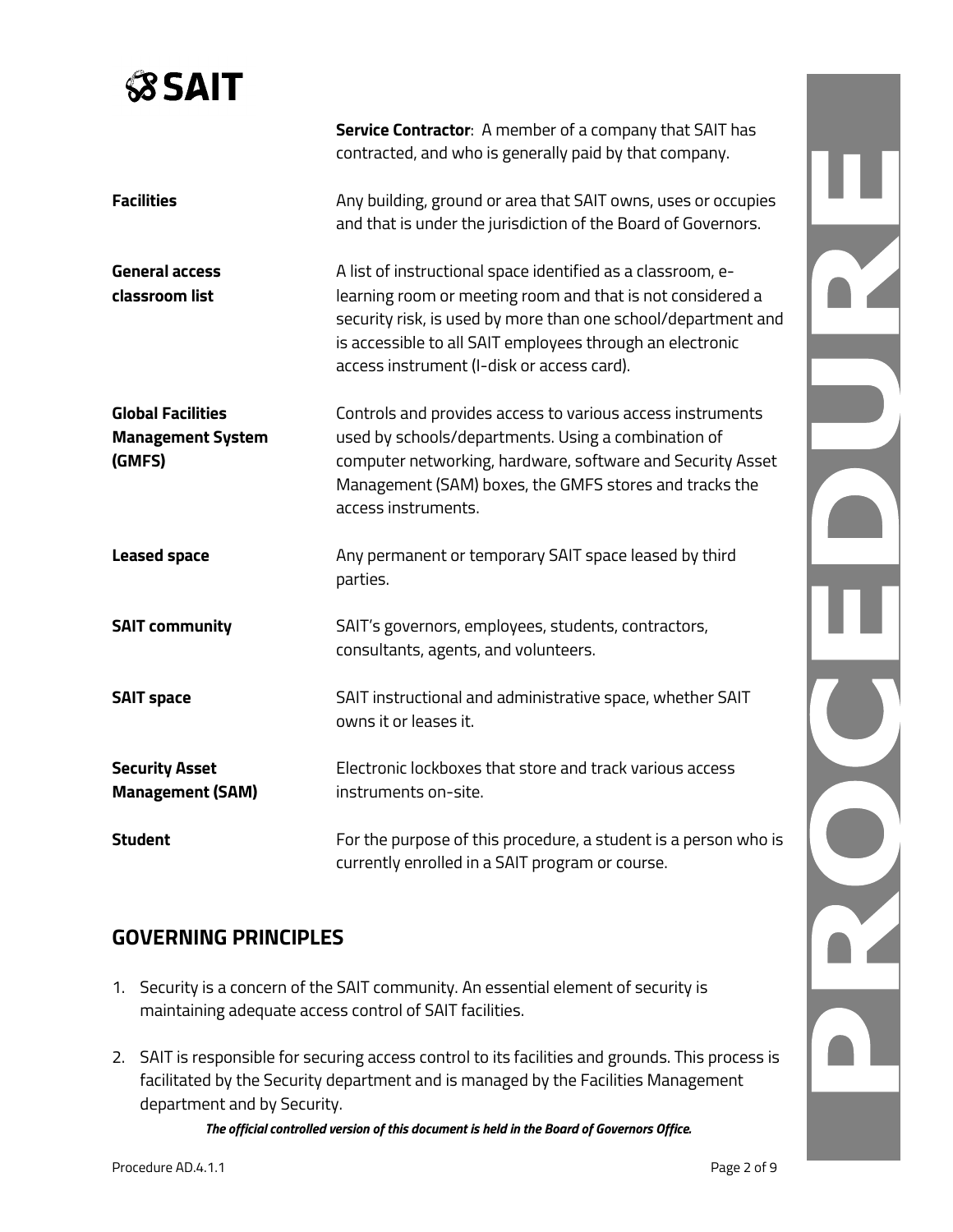| | |
|---|---|
| | **Service Contractor**: A member of a company that SAIT has contracted, and who is generally paid by that company. |
| **Facilities** | Any building, ground or area that SAIT owns, uses or occupies and that is under the jurisdiction of the Board of Governors. |
| **General access classroom list** | A list of instructional space identified as a classroom, e-learning room or meeting room and that is not considered a security risk, is used by more than one school/department and is accessible to all SAIT employees through an electronic access instrument (I-disk or access card). |
| **Global Facilities Management System (GMFS)** | Controls and provides access to various access instruments used by schools/departments. Using a combination of computer networking, hardware, software and Security Asset Management (SAM) boxes, the GMFS stores and tracks the access instruments. |
| **Leased space** | Any permanent or temporary SAIT space leased by third parties. |
| **SAIT community** | SAIT's governors, employees, students, contractors, consultants, agents, and volunteers. |
| **SAIT space** | SAIT instructional and administrative space, whether SAIT owns it or leases it. |
| **Security Asset Management (SAM)** | Electronic lockboxes that store and track various access instruments on-site. |
| **Student** | For the purpose of this procedure, a student is a person who is currently enrolled in a SAIT program or course. |

## GOVERNING PRINCIPLES

1. Security is a concern of the SAIT community. An essential element of security is maintaining adequate access control of SAIT facilities.
2. SAIT is responsible for securing access control to its facilities and grounds. This process is facilitated by the Security department and is managed by the Facilities Management department and by Security.

***The official controlled version of this document is held in the Board of Governors Office.***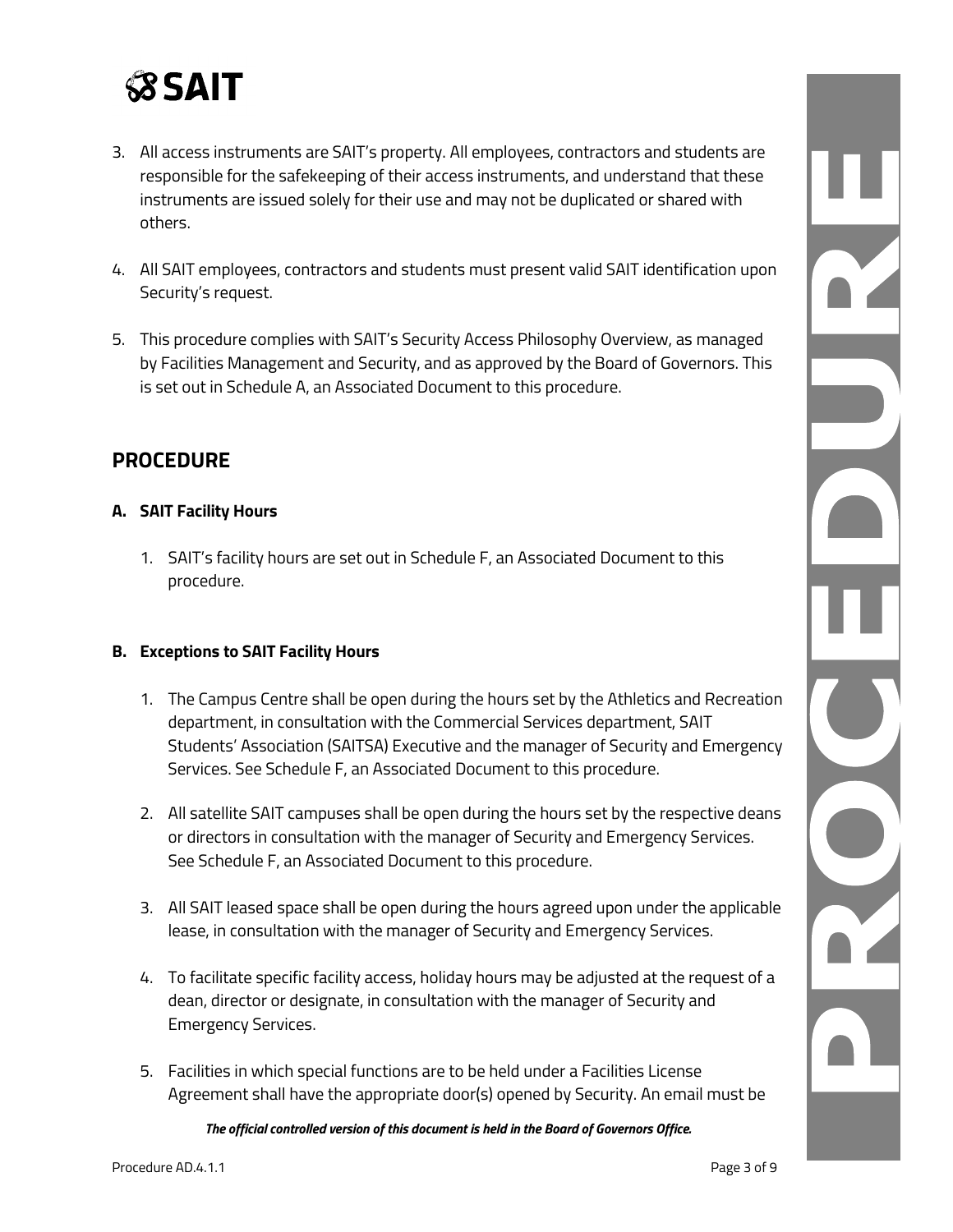3. All access instruments are SAIT's property. All employees, contractors and students are responsible for the safekeeping of their access instruments, and understand that these instruments are issued solely for their use and may not be duplicated or shared with others.

4. All SAIT employees, contractors and students must present valid SAIT identification upon Security's request.

5. This procedure complies with SAIT's Security Access Philosophy Overview, as managed by Facilities Management and Security, and as approved by the Board of Governors. This is set out in Schedule A, an Associated Document to this procedure.

## PROCEDURE

### A. SAIT Facility Hours

1. SAIT's facility hours are set out in Schedule F, an Associated Document to this procedure.

### B. Exceptions to SAIT Facility Hours

1. The Campus Centre shall be open during the hours set by the Athletics and Recreation department, in consultation with the Commercial Services department, SAIT Students' Association (SAITSA) Executive and the manager of Security and Emergency Services. See Schedule F, an Associated Document to this procedure.

2. All satellite SAIT campuses shall be open during the hours set by the respective deans or directors in consultation with the manager of Security and Emergency Services. See Schedule F, an Associated Document to this procedure.

3. All SAIT leased space shall be open during the hours agreed upon under the applicable lease, in consultation with the manager of Security and Emergency Services.

4. To facilitate specific facility access, holiday hours may be adjusted at the request of a dean, director or designate, in consultation with the manager of Security and Emergency Services.

5. Facilities in which special functions are to be held under a Facilities License Agreement shall have the appropriate door(s) opened by Security. An email must be

*The official controlled version of this document is held in the Board of Governors Office.*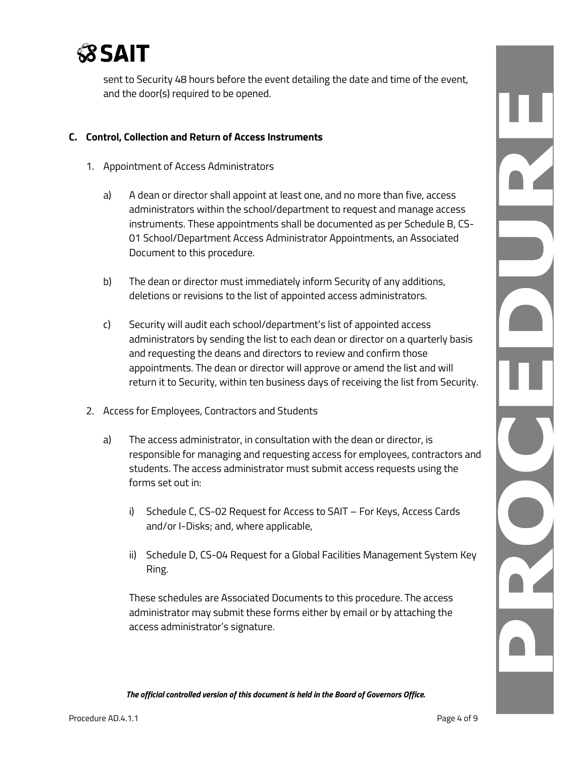sent to Security 48 hours before the event detailing the date and time of the event, and the door(s) required to be opened.

## C. Control, Collection and Return of Access Instruments

1. Appointment of Access Administrators

   a) A dean or director shall appoint at least one, and no more than five, access administrators within the school/department to request and manage access instruments. These appointments shall be documented as per Schedule B, CS-01 School/Department Access Administrator Appointments, an Associated Document to this procedure.

   b) The dean or director must immediately inform Security of any additions, deletions or revisions to the list of appointed access administrators.

   c) Security will audit each school/department's list of appointed access administrators by sending the list to each dean or director on a quarterly basis and requesting the deans and directors to review and confirm those appointments. The dean or director will approve or amend the list and will return it to Security, within ten business days of receiving the list from Security.

2. Access for Employees, Contractors and Students

   a) The access administrator, in consultation with the dean or director, is responsible for managing and requesting access for employees, contractors and students. The access administrator must submit access requests using the forms set out in:

      i) Schedule C, CS-02 Request for Access to SAIT – For Keys, Access Cards and/or I-Disks; and, where applicable,

      ii) Schedule D, CS-04 Request for a Global Facilities Management System Key Ring.

      These schedules are Associated Documents to this procedure. The access administrator may submit these forms either by email or by attaching the access administrator's signature.

*The official controlled version of this document is held in the Board of Governors Office.*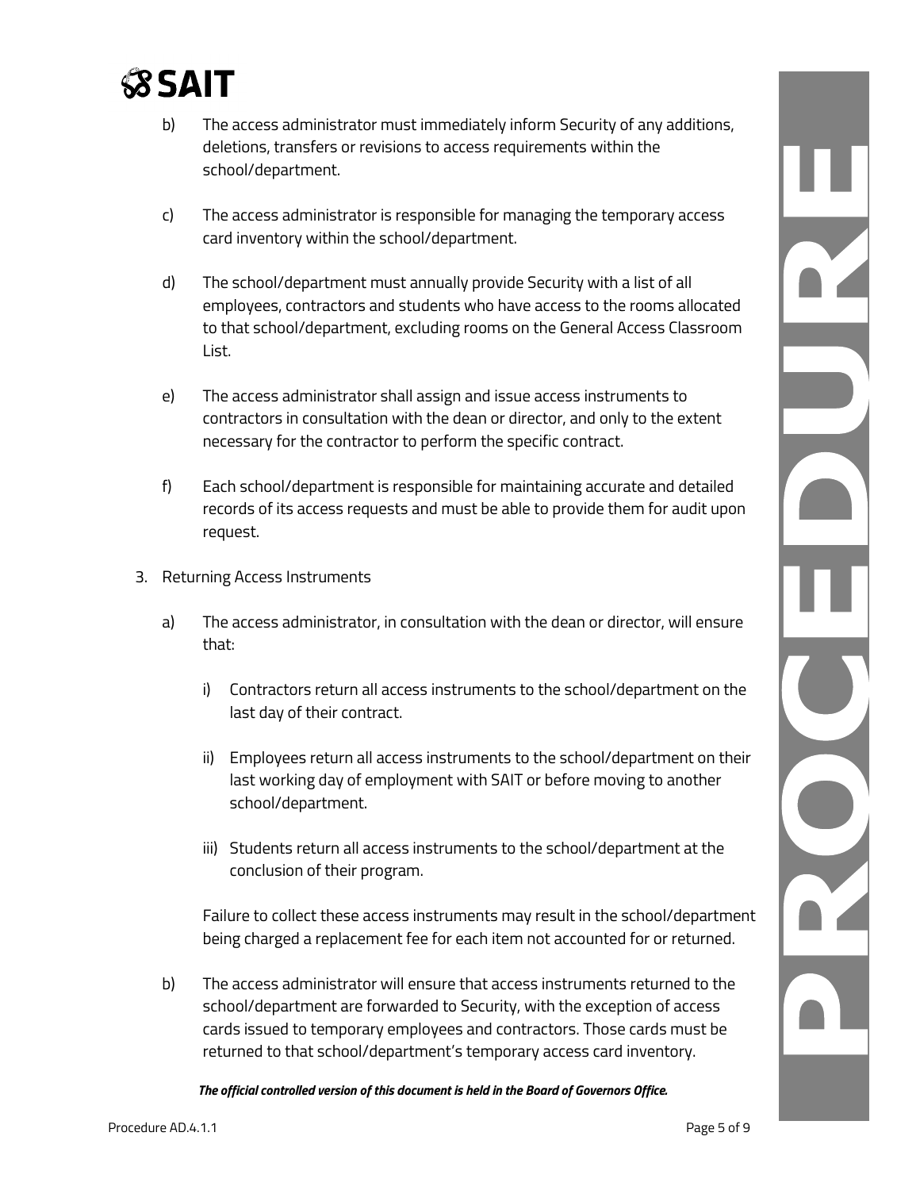b) The access administrator must immediately inform Security of any additions, deletions, transfers or revisions to access requirements within the school/department.

c) The access administrator is responsible for managing the temporary access card inventory within the school/department.

d) The school/department must annually provide Security with a list of all employees, contractors and students who have access to the rooms allocated to that school/department, excluding rooms on the General Access Classroom List.

e) The access administrator shall assign and issue access instruments to contractors in consultation with the dean or director, and only to the extent necessary for the contractor to perform the specific contract.

f) Each school/department is responsible for maintaining accurate and detailed records of its access requests and must be able to provide them for audit upon request.

3. Returning Access Instruments

   a) The access administrator, in consultation with the dean or director, will ensure that:

      i) Contractors return all access instruments to the school/department on the last day of their contract.

      ii) Employees return all access instruments to the school/department on their last working day of employment with SAIT or before moving to another school/department.

      iii) Students return all access instruments to the school/department at the conclusion of their program.

      Failure to collect these access instruments may result in the school/department being charged a replacement fee for each item not accounted for or returned.

   b) The access administrator will ensure that access instruments returned to the school/department are forwarded to Security, with the exception of access cards issued to temporary employees and contractors. Those cards must be returned to that school/department's temporary access card inventory.

***The official controlled version of this document is held in the Board of Governors Office.***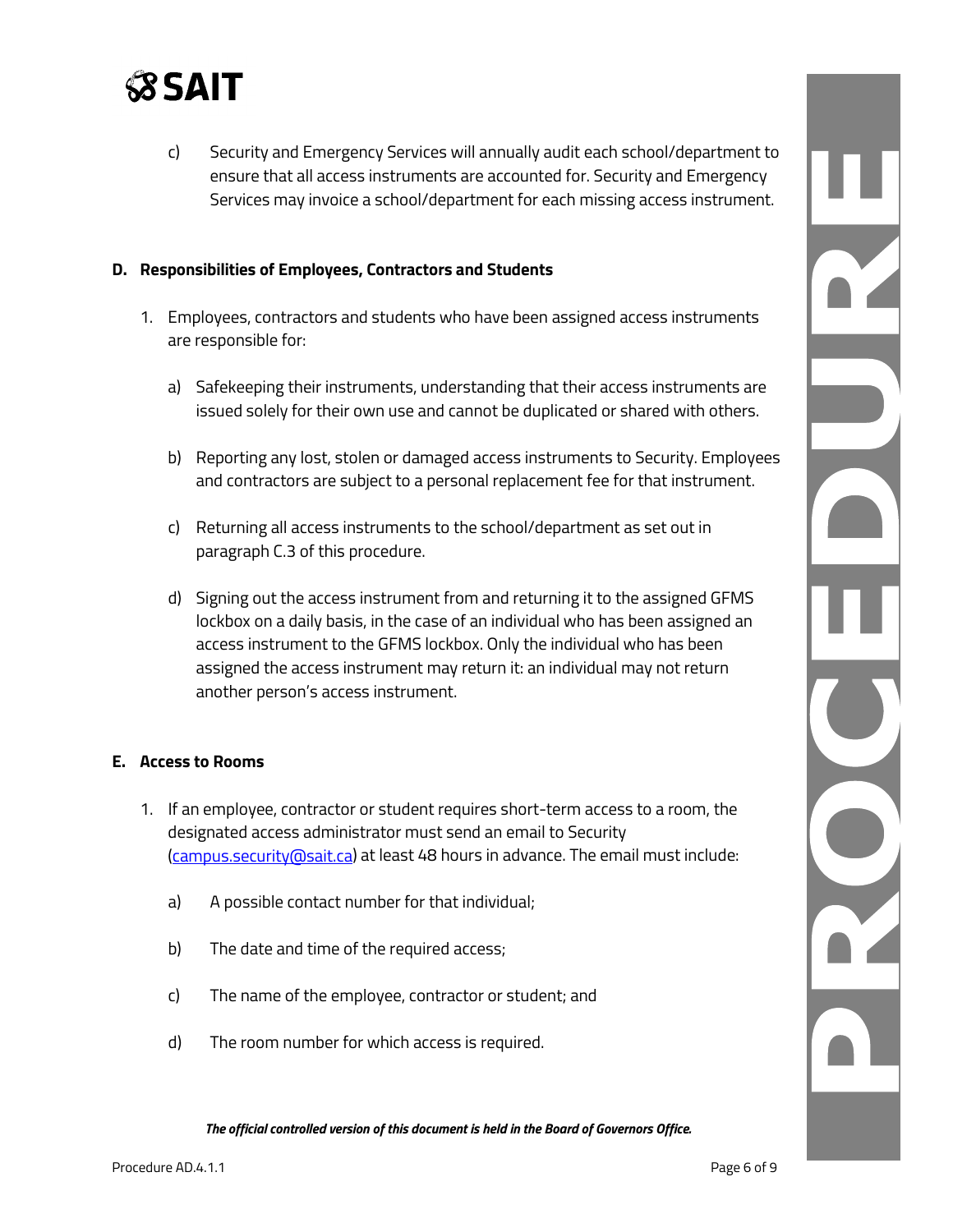c) Security and Emergency Services will annually audit each school/department to ensure that all access instruments are accounted for. Security and Emergency Services may invoice a school/department for each missing access instrument.

### D. Responsibilities of Employees, Contractors and Students

1. Employees, contractors and students who have been assigned access instruments are responsible for:

    a) Safekeeping their instruments, understanding that their access instruments are issued solely for their own use and cannot be duplicated or shared with others.

    b) Reporting any lost, stolen or damaged access instruments to Security. Employees and contractors are subject to a personal replacement fee for that instrument.

    c) Returning all access instruments to the school/department as set out in paragraph C.3 of this procedure.

    d) Signing out the access instrument from and returning it to the assigned GFMS lockbox on a daily basis, in the case of an individual who has been assigned an access instrument to the GFMS lockbox. Only the individual who has been assigned the access instrument may return it: an individual may not return another person's access instrument.

### E. Access to Rooms

1. If an employee, contractor or student requires short-term access to a room, the designated access administrator must send an email to Security (campus.security@sait.ca) at least 48 hours in advance. The email must include:

    a) A possible contact number for that individual;

    b) The date and time of the required access;

    c) The name of the employee, contractor or student; and

    d) The room number for which access is required.

*The official controlled version of this document is held in the Board of Governors Office.*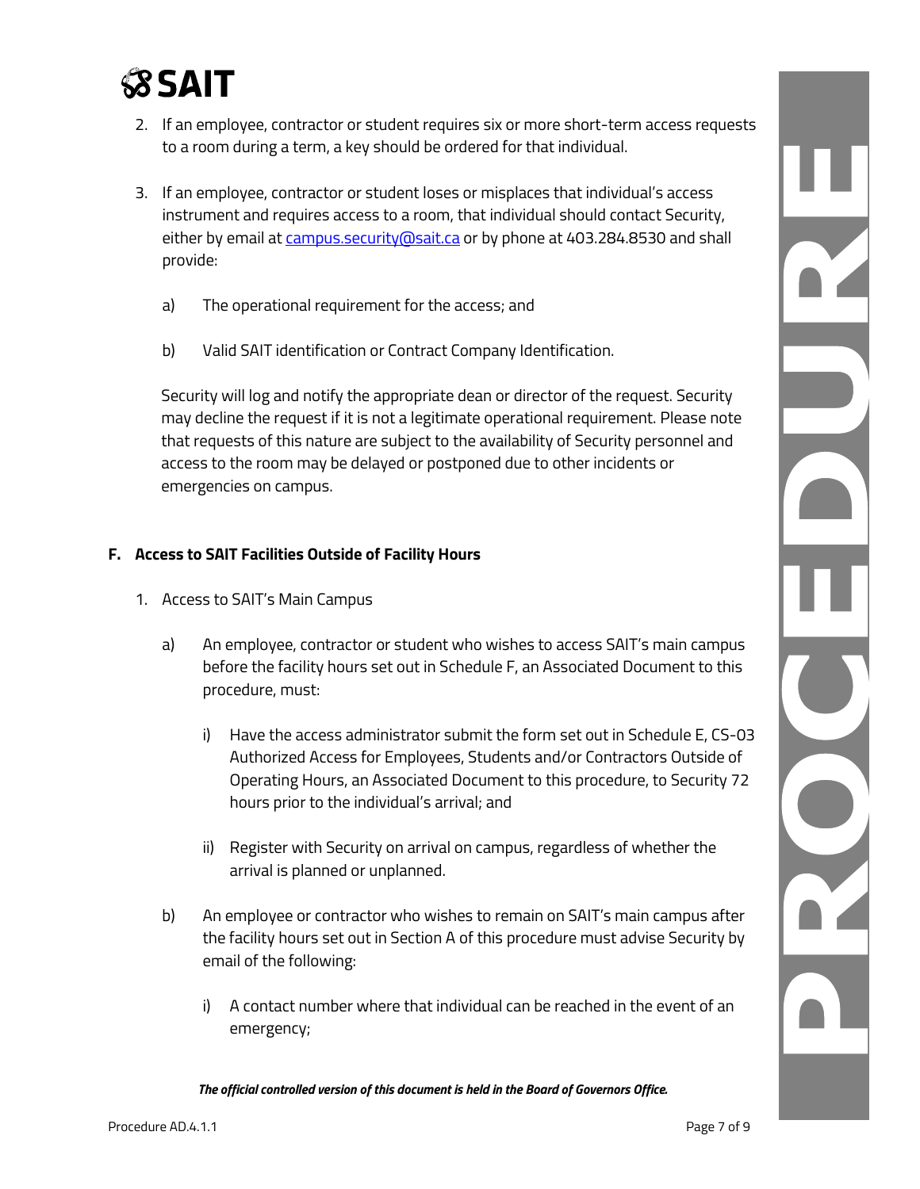2. If an employee, contractor or student requires six or more short-term access requests to a room during a term, a key should be ordered for that individual.

3. If an employee, contractor or student loses or misplaces that individual's access instrument and requires access to a room, that individual should contact Security, either by email at [campus.security@sait.ca](mailto:campus.security@sait.ca) or by phone at 403.284.8530 and shall provide:

   a) The operational requirement for the access; and

   b) Valid SAIT identification or Contract Company Identification.

   Security will log and notify the appropriate dean or director of the request. Security may decline the request if it is not a legitimate operational requirement. Please note that requests of this nature are subject to the availability of Security personnel and access to the room may be delayed or postponed due to other incidents or emergencies on campus.

**F. Access to SAIT Facilities Outside of Facility Hours**

1. Access to SAIT's Main Campus

   a) An employee, contractor or student who wishes to access SAIT's main campus before the facility hours set out in Schedule F, an Associated Document to this procedure, must:

      i) Have the access administrator submit the form set out in Schedule E, CS-03 Authorized Access for Employees, Students and/or Contractors Outside of Operating Hours, an Associated Document to this procedure, to Security 72 hours prior to the individual's arrival; and

      ii) Register with Security on arrival on campus, regardless of whether the arrival is planned or unplanned.

   b) An employee or contractor who wishes to remain on SAIT's main campus after the facility hours set out in Section A of this procedure must advise Security by email of the following:

      i) A contact number where that individual can be reached in the event of an emergency;

*The official controlled version of this document is held in the Board of Governors Office.*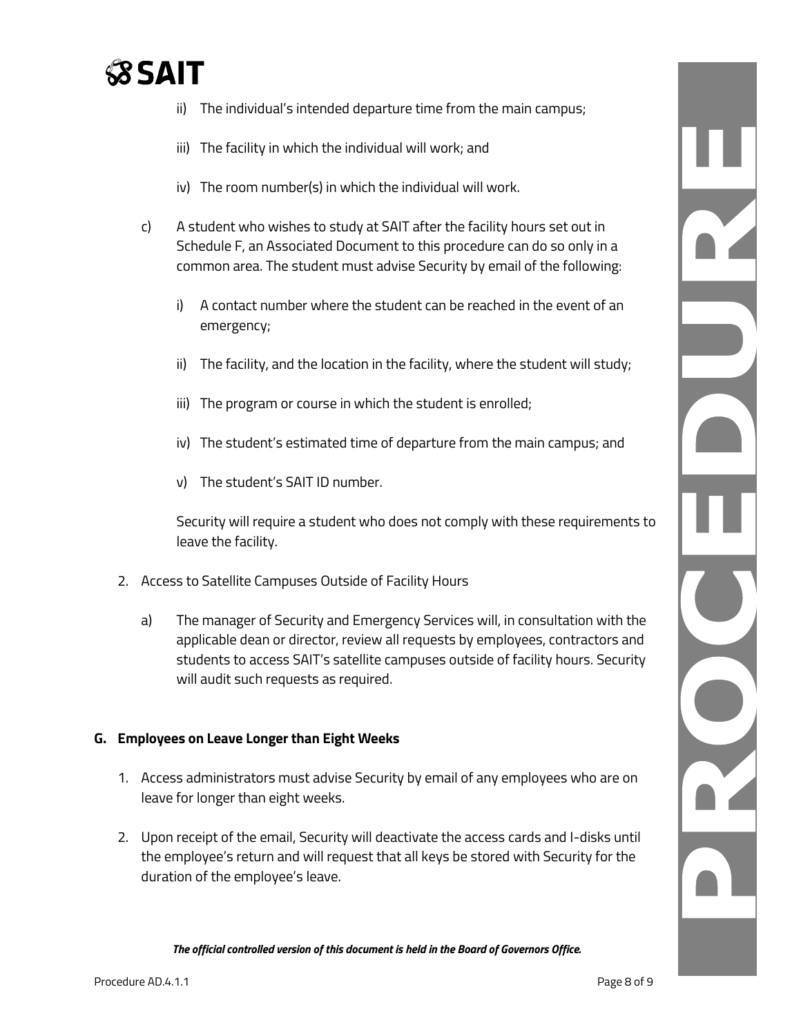ii) The individual's intended departure time from the main campus;

iii) The facility in which the individual will work; and

iv) The room number(s) in which the individual will work.

c) A student who wishes to study at SAIT after the facility hours set out in Schedule F, an Associated Document to this procedure can do so only in a common area. The student must advise Security by email of the following:

   i) A contact number where the student can be reached in the event of an emergency;

   ii) The facility, and the location in the facility, where the student will study;

   iii) The program or course in which the student is enrolled;

   iv) The student's estimated time of departure from the main campus; and

   v) The student's SAIT ID number.

   Security will require a student who does not comply with these requirements to leave the facility.

2. Access to Satellite Campuses Outside of Facility Hours

   a) The manager of Security and Emergency Services will, in consultation with the applicable dean or director, review all requests by employees, contractors and students to access SAIT's satellite campuses outside of facility hours. Security will audit such requests as required.

## G. Employees on Leave Longer than Eight Weeks

1. Access administrators must advise Security by email of any employees who are on leave for longer than eight weeks.

2. Upon receipt of the email, Security will deactivate the access cards and I-disks until the employee's return and will request that all keys be stored with Security for the duration of the employee's leave.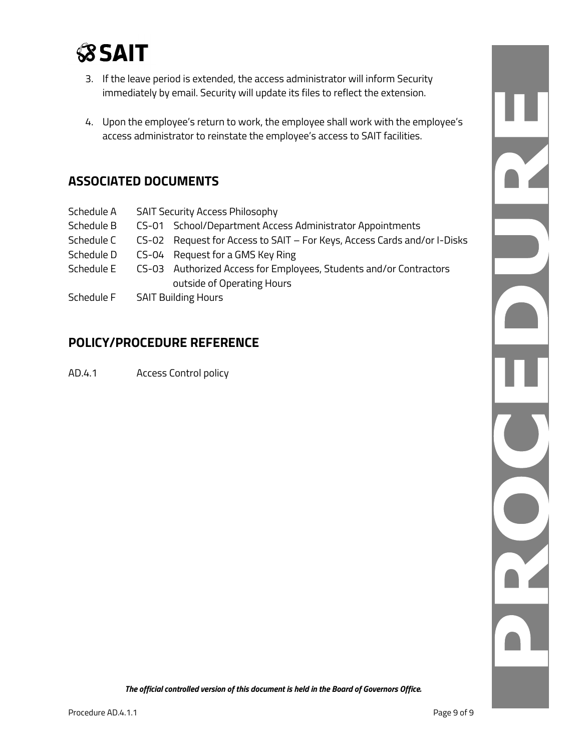3. If the leave period is extended, the access administrator will inform Security immediately by email. Security will update its files to reflect the extension.

4. Upon the employee's return to work, the employee shall work with the employee's access administrator to reinstate the employee's access to SAIT facilities.

## ASSOCIATED DOCUMENTS

| | | |
|---|---|---|
| Schedule A | SAIT Security Access Philosophy | |
| Schedule B | CS-01 | School/Department Access Administrator Appointments |
| Schedule C | CS-02 | Request for Access to SAIT – For Keys, Access Cards and/or I-Disks |
| Schedule D | CS-04 | Request for a GMS Key Ring |
| Schedule E | CS-03 | Authorized Access for Employees, Students and/or Contractors outside of Operating Hours |
| Schedule F | SAIT Building Hours | |

## POLICY/PROCEDURE REFERENCE

AD.4.1 Access Control policy

***The official controlled version of this document is held in the Board of Governors Office.***